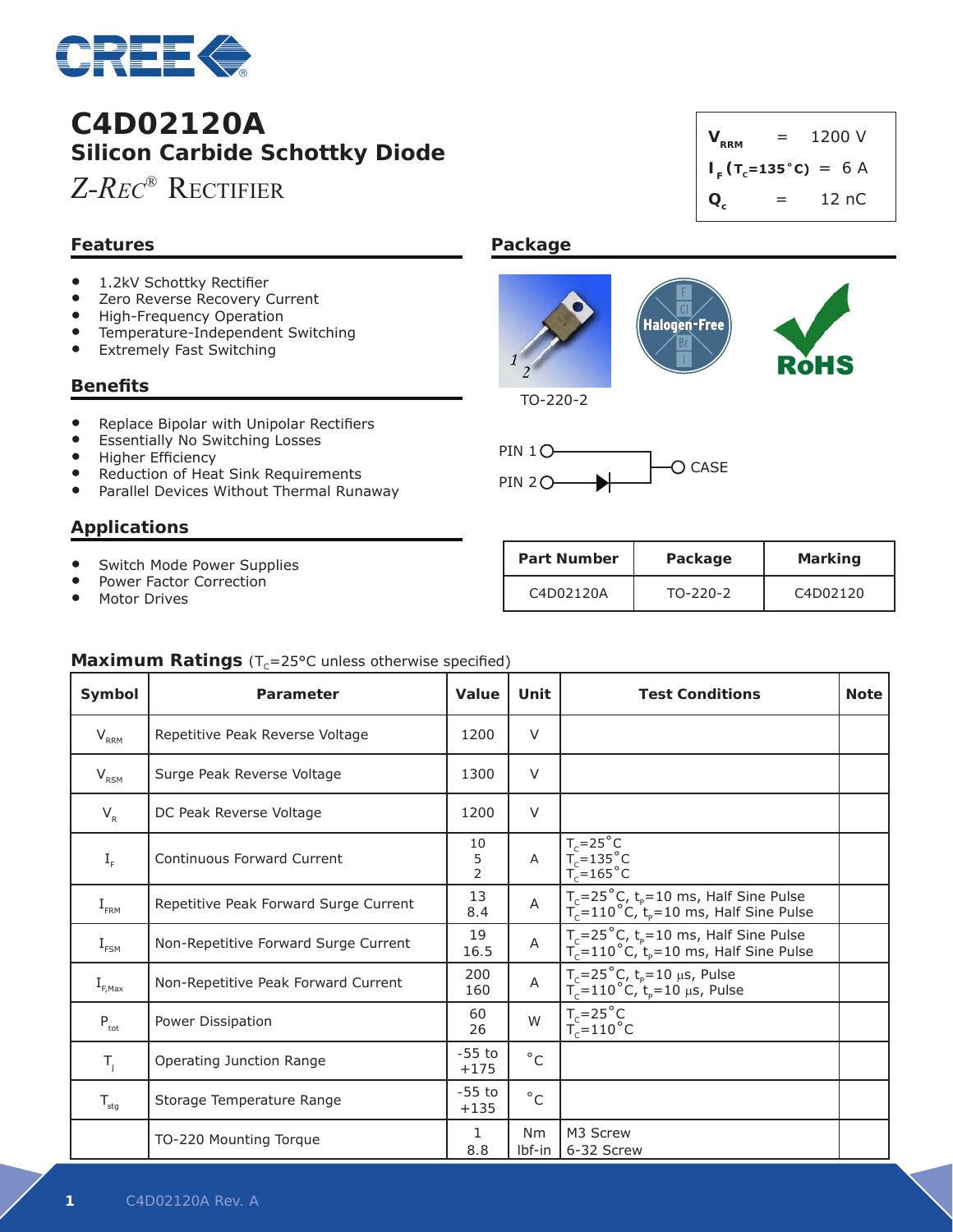# C4D02120A

## Silicon Carbide Schottky Diode

*Z-Rec*® Rectifier

| | | |
|---|---|---|
| $V_{RRM}$ | = | 1200 V |
| $I_F$ ($T_c$=135˚C) | = | 6 A |
| $Q_c$ | = | 12 nC |

## Features

- 1.2kV Schottky Rectifier
- Zero Reverse Recovery Current
- High-Frequency Operation
- Temperature-Independent Switching
- Extremely Fast Switching

## Benefits

- Replace Bipolar with Unipolar Rectifiers
- Essentially No Switching Losses
- Higher Efficiency
- Reduction of Heat Sink Requirements
- Parallel Devices Without Thermal Runaway

## Applications

- Switch Mode Power Supplies
- Power Factor Correction
- Motor Drives

## Package

TO-220-2

PIN 1, PIN 2, CASE

| Part Number | Package | Marking |
|---|---|---|
| C4D02120A | TO-220-2 | C4D02120 |

## Maximum Ratings ($T_C$=25°C unless otherwise specified)

| Symbol | Parameter | Value | Unit | Test Conditions | Note |
|---|---|---|---|---|---|
| $V_{RRM}$ | Repetitive Peak Reverse Voltage | 1200 | V | | |
| $V_{RSM}$ | Surge Peak Reverse Voltage | 1300 | V | | |
| $V_R$ | DC Peak Reverse Voltage | 1200 | V | | |
| $I_F$ | Continuous Forward Current | 10<br>5<br>2 | A | $T_C$=25˚C<br>$T_C$=135˚C<br>$T_C$=165˚C | |
| $I_{FRM}$ | Repetitive Peak Forward Surge Current | 13<br>8.4 | A | $T_C$=25˚C, $t_P$=10 ms, Half Sine Pulse<br>$T_C$=110˚C, $t_P$=10 ms, Half Sine Pulse | |
| $I_{FSM}$ | Non-Repetitive Forward Surge Current | 19<br>16.5 | A | $T_C$=25˚C, $t_P$=10 ms, Half Sine Pulse<br>$T_C$=110˚C, $t_P$=10 ms, Half Sine Pulse | |
| $I_{F,Max}$ | Non-Repetitive Peak Forward Current | 200<br>160 | A | $T_C$=25˚C, $t_P$=10 µs, Pulse<br>$T_C$=110˚C, $t_P$=10 µs, Pulse | |
| $P_{tot}$ | Power Dissipation | 60<br>26 | W | $T_C$=25˚C<br>$T_C$=110˚C | |
| $T_J$ | Operating Junction Range | -55 to +175 | ˚C | | |
| $T_{stg}$ | Storage Temperature Range | -55 to +135 | ˚C | | |
| | TO-220 Mounting Torque | 1<br>8.8 | Nm<br>lbf-in | M3 Screw<br>6-32 Screw | |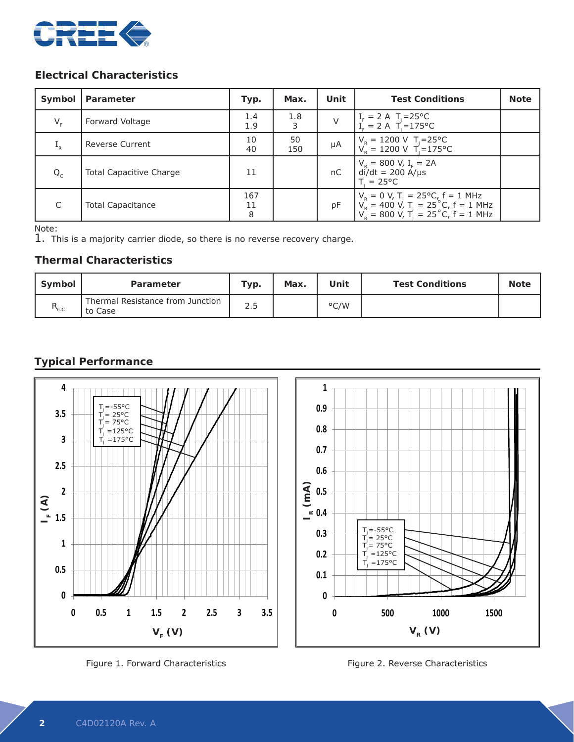## Electrical Characteristics

| Symbol | Parameter | Typ. | Max. | Unit | Test Conditions | Note |
|---|---|---|---|---|---|---|
| $V_F$ | Forward Voltage | 1.4<br>1.9 | 1.8<br>3 | V | $I_F$ = 2 A $T_J$=25°C<br>$I_F$ = 2 A $T_J$=175°C | |
| $I_R$ | Reverse Current | 10<br>40 | 50<br>150 | μA | $V_R$ = 1200 V $T_J$=25°C<br>$V_R$ = 1200 V $T_J$=175°C | |
| $Q_C$ | Total Capacitive Charge | 11 | | nC | $V_R$ = 800 V, $I_F$ = 2A<br>di/dt = 200 A/μs<br>$T_J$ = 25°C | |
| C | Total Capacitance | 167<br>11<br>8 | | pF | $V_R$ = 0 V, $T_J$ = 25°C, f = 1 MHz<br>$V_R$ = 400 V, $T_J$ = 25°C, f = 1 MHz<br>$V_R$ = 800 V, $T_J$ = 25°C, f = 1 MHz | |

Note:
1. This is a majority carrier diode, so there is no reverse recovery charge.

## Thermal Characteristics

| Symbol | Parameter | Typ. | Max. | Unit | Test Conditions | Note |
|---|---|---|---|---|---|---|
| $R_{\theta JC}$ | Thermal Resistance from Junction to Case | 2.5 | | °C/W | | |

## Typical Performance

Figure 1. Forward Characteristics

Figure 2. Reverse Characteristics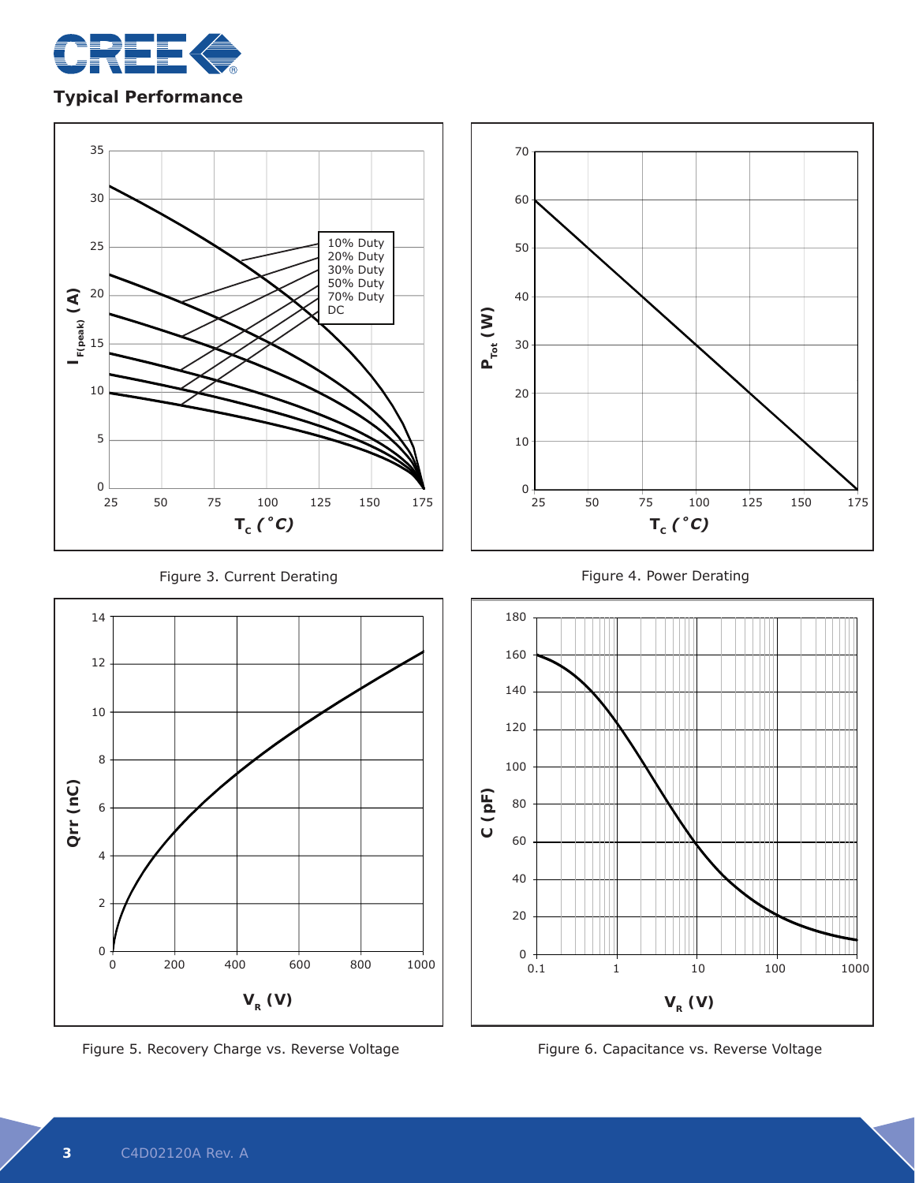## Typical Performance

Figure 3. Current Derating

Figure 4. Power Derating

Figure 5. Recovery Charge vs. Reverse Voltage

Figure 6. Capacitance vs. Reverse Voltage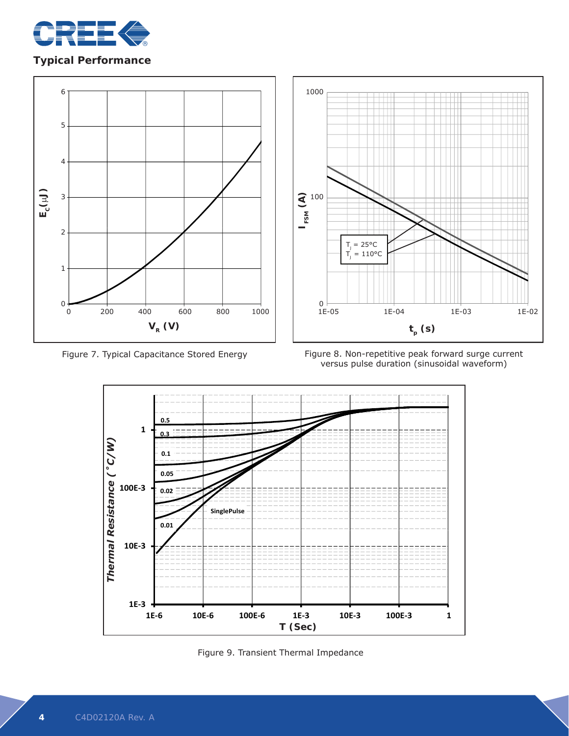## Typical Performance

Figure 7. Typical Capacitance Stored Energy

Figure 8. Non-repetitive peak forward surge current versus pulse duration (sinusoidal waveform)

Figure 9. Transient Thermal Impedance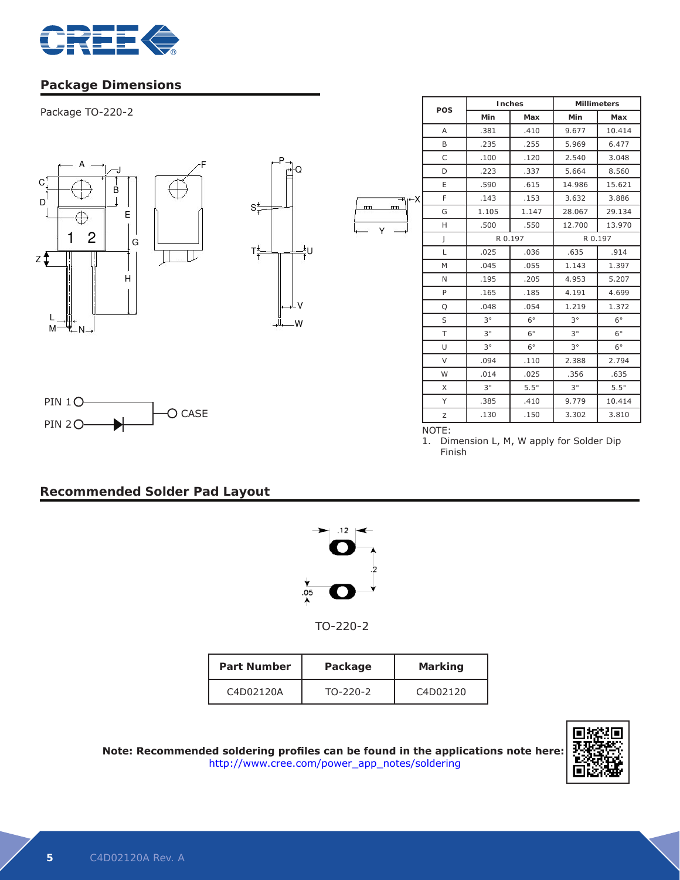## Package Dimensions

Package TO-220-2

| POS | Inches | | Millimeters | |
|---|---|---|---|---|
| | Min | Max | Min | Max |
| A | .381 | .410 | 9.677 | 10.414 |
| B | .235 | .255 | 5.969 | 6.477 |
| C | .100 | .120 | 2.540 | 3.048 |
| D | .223 | .337 | 5.664 | 8.560 |
| E | .590 | .615 | 14.986 | 15.621 |
| F | .143 | .153 | 3.632 | 3.886 |
| G | 1.105 | 1.147 | 28.067 | 29.134 |
| H | .500 | .550 | 12.700 | 13.970 |
| J | R 0.197 | | R 0.197 | |
| L | .025 | .036 | .635 | .914 |
| M | .045 | .055 | 1.143 | 1.397 |
| N | .195 | .205 | 4.953 | 5.207 |
| P | .165 | .185 | 4.191 | 4.699 |
| Q | .048 | .054 | 1.219 | 1.372 |
| S | 3° | 6° | 3° | 6° |
| T | 3° | 6° | 3° | 6° |
| U | 3° | 6° | 3° | 6° |
| V | .094 | .110 | 2.388 | 2.794 |
| W | .014 | .025 | .356 | .635 |
| X | 3° | 5.5° | 3° | 5.5° |
| Y | .385 | .410 | 9.779 | 10.414 |
| z | .130 | .150 | 3.302 | 3.810 |

NOTE:
1. Dimension L, M, W apply for Solder Dip Finish

PIN 1 — CASE
PIN 2

## Recommended Solder Pad Layout

.12 .2 .05

TO-220-2

| Part Number | Package | Marking |
|---|---|---|
| C4D02120A | TO-220-2 | C4D02120 |

**Note: Recommended soldering profiles can be found in the applications note here:**
http://www.cree.com/power_app_notes/soldering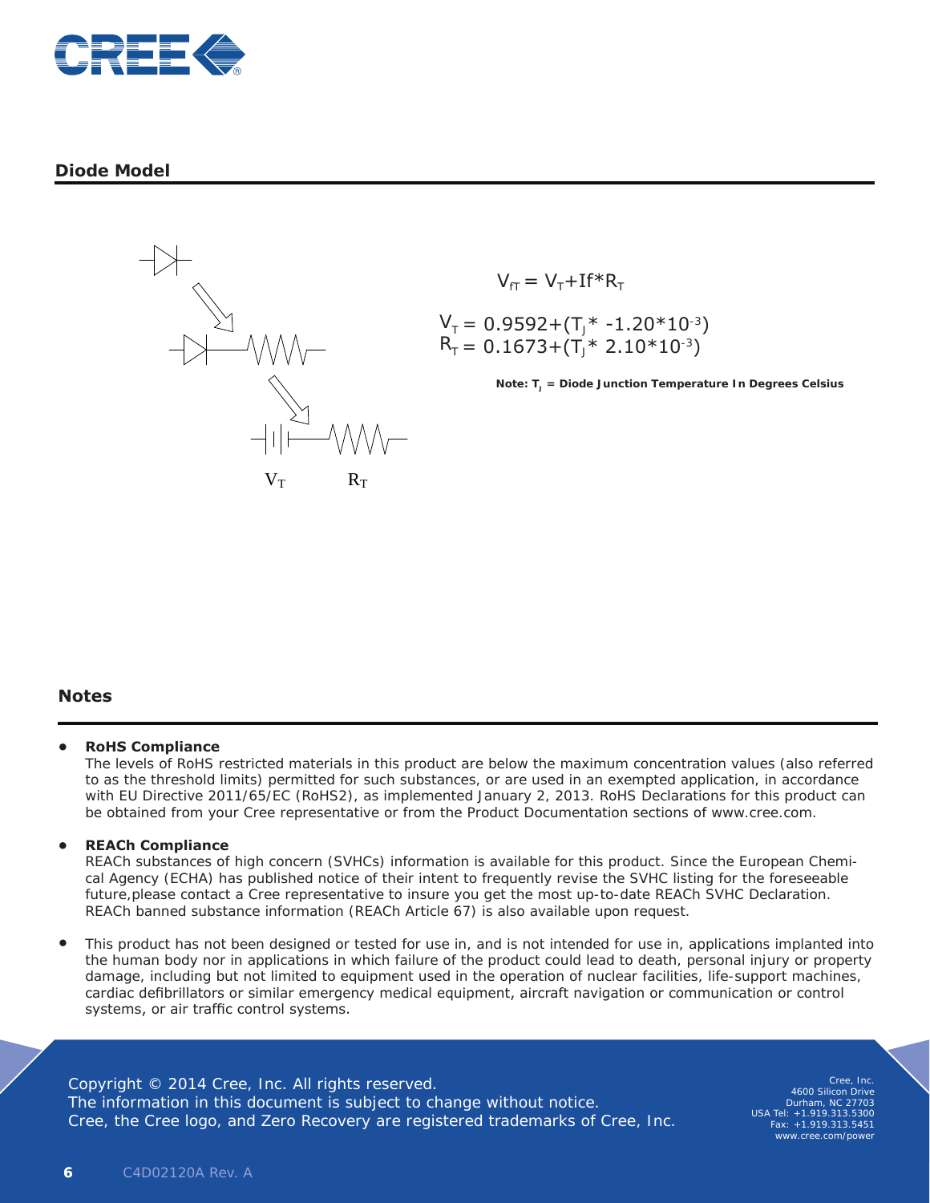## Diode Model

$V_T$ $R_T$

$$V_{fT} = V_T + If*R_T$$

$$V_T = 0.9592+(T_j * -1.20*10^{-3})$$
$$R_T = 0.1673+(T_j * 2.10*10^{-3})$$

**Note: $T_j$ = Diode Junction Temperature In Degrees Celsius**

## Notes

- **RoHS Compliance**
  The levels of RoHS restricted materials in this product are below the maximum concentration values (also referred to as the threshold limits) permitted for such substances, or are used in an exempted application, in accordance with EU Directive 2011/65/EC (RoHS2), as implemented January 2, 2013. RoHS Declarations for this product can be obtained from your Cree representative or from the Product Documentation sections of www.cree.com.

- **REACh Compliance**
  REACh substances of high concern (SVHCs) information is available for this product. Since the European Chemical Agency (ECHA) has published notice of their intent to frequently revise the SVHC listing for the foreseeable future,please contact a Cree representative to insure you get the most up-to-date REACh SVHC Declaration. REACh banned substance information (REACh Article 67) is also available upon request.

- This product has not been designed or tested for use in, and is not intended for use in, applications implanted into the human body nor in applications in which failure of the product could lead to death, personal injury or property damage, including but not limited to equipment used in the operation of nuclear facilities, life-support machines, cardiac defibrillators or similar emergency medical equipment, aircraft navigation or communication or control systems, or air traffic control systems.

Copyright © 2014 Cree, Inc. All rights reserved.
The information in this document is subject to change without notice.
Cree, the Cree logo, and Zero Recovery are registered trademarks of Cree, Inc.

Cree, Inc.
4600 Silicon Drive
Durham, NC 27703
USA Tel: +1.919.313.5300
Fax: +1.919.313.5451
www.cree.com/power